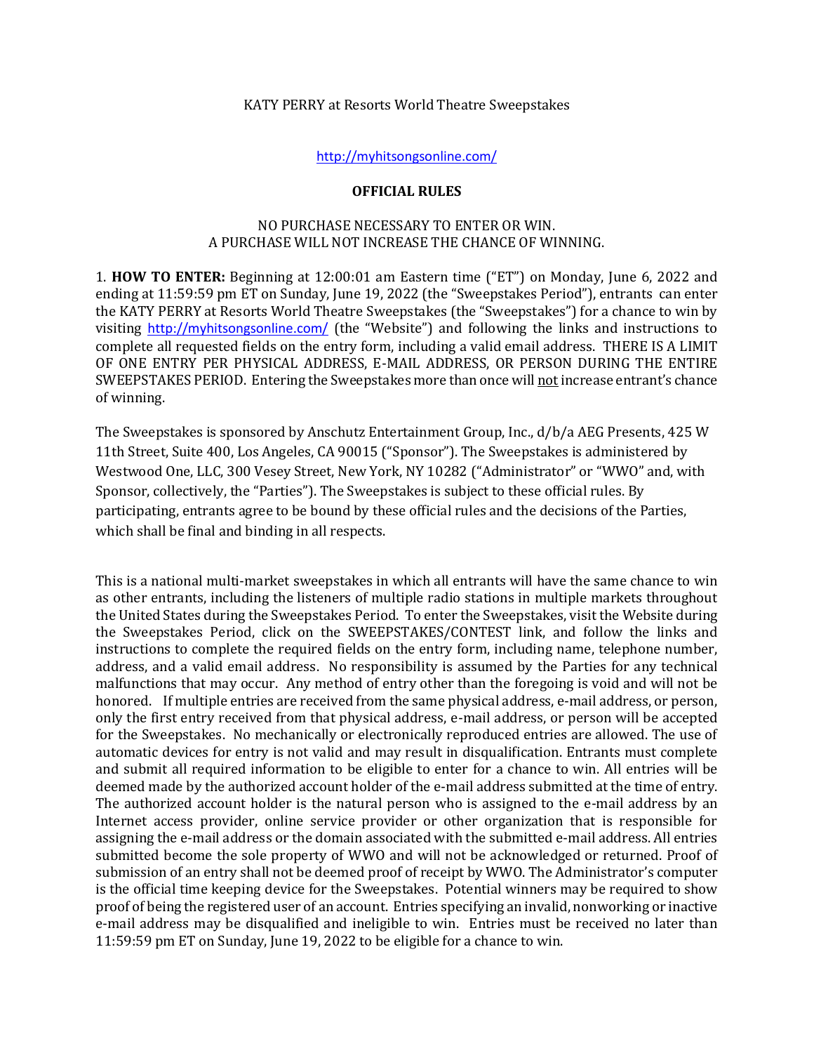KATY PERRY at Resorts World Theatre Sweepstakes

http://myhitsongsonline.com/

**OFFICIAL RULES**

NO PURCHASE NECESSARY TO ENTER OR WIN.
A PURCHASE WILL NOT INCREASE THE CHANCE OF WINNING.

1. **HOW TO ENTER:** Beginning at 12:00:01 am Eastern time ("ET") on Monday, June 6, 2022 and ending at 11:59:59 pm ET on Sunday, June 19, 2022 (the "Sweepstakes Period"), entrants can enter the KATY PERRY at Resorts World Theatre Sweepstakes (the "Sweepstakes") for a chance to win by visiting http://myhitsongsonline.com/ (the "Website") and following the links and instructions to complete all requested fields on the entry form, including a valid email address. THERE IS A LIMIT OF ONE ENTRY PER PHYSICAL ADDRESS, E-MAIL ADDRESS, OR PERSON DURING THE ENTIRE SWEEPSTAKES PERIOD. Entering the Sweepstakes more than once will not increase entrant's chance of winning.

The Sweepstakes is sponsored by Anschutz Entertainment Group, Inc., d/b/a AEG Presents, 425 W 11th Street, Suite 400, Los Angeles, CA 90015 ("Sponsor"). The Sweepstakes is administered by Westwood One, LLC, 300 Vesey Street, New York, NY 10282 ("Administrator" or "WWO" and, with Sponsor, collectively, the "Parties"). The Sweepstakes is subject to these official rules. By participating, entrants agree to be bound by these official rules and the decisions of the Parties, which shall be final and binding in all respects.

This is a national multi-market sweepstakes in which all entrants will have the same chance to win as other entrants, including the listeners of multiple radio stations in multiple markets throughout the United States during the Sweepstakes Period. To enter the Sweepstakes, visit the Website during the Sweepstakes Period, click on the SWEEPSTAKES/CONTEST link, and follow the links and instructions to complete the required fields on the entry form, including name, telephone number, address, and a valid email address. No responsibility is assumed by the Parties for any technical malfunctions that may occur. Any method of entry other than the foregoing is void and will not be honored. If multiple entries are received from the same physical address, e-mail address, or person, only the first entry received from that physical address, e-mail address, or person will be accepted for the Sweepstakes. No mechanically or electronically reproduced entries are allowed. The use of automatic devices for entry is not valid and may result in disqualification. Entrants must complete and submit all required information to be eligible to enter for a chance to win. All entries will be deemed made by the authorized account holder of the e-mail address submitted at the time of entry. The authorized account holder is the natural person who is assigned to the e-mail address by an Internet access provider, online service provider or other organization that is responsible for assigning the e-mail address or the domain associated with the submitted e-mail address. All entries submitted become the sole property of WWO and will not be acknowledged or returned. Proof of submission of an entry shall not be deemed proof of receipt by WWO. The Administrator's computer is the official time keeping device for the Sweepstakes. Potential winners may be required to show proof of being the registered user of an account. Entries specifying an invalid, nonworking or inactive e-mail address may be disqualified and ineligible to win. Entries must be received no later than 11:59:59 pm ET on Sunday, June 19, 2022 to be eligible for a chance to win.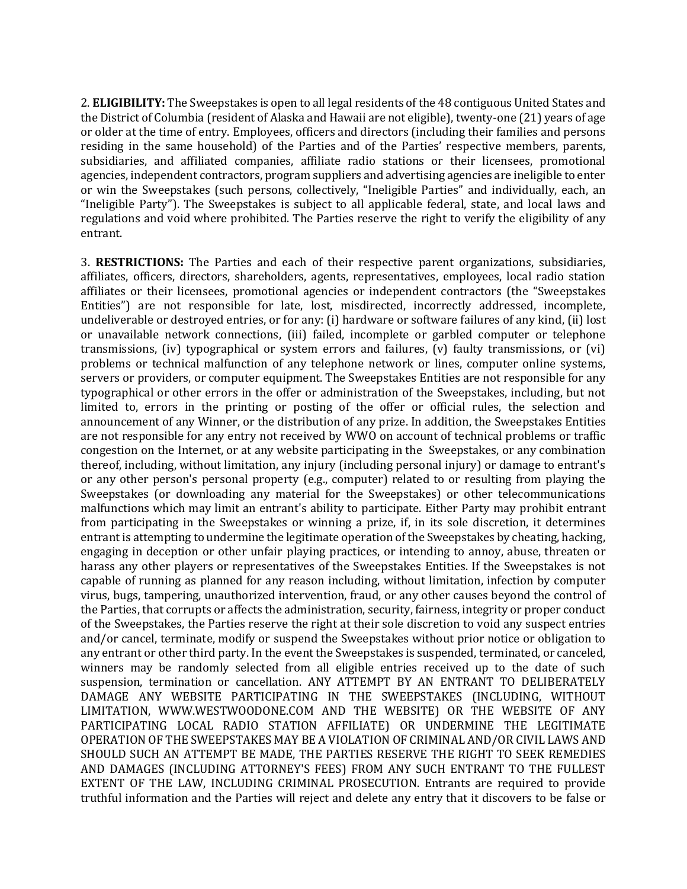2. **ELIGIBILITY:** The Sweepstakes is open to all legal residents of the 48 contiguous United States and the District of Columbia (resident of Alaska and Hawaii are not eligible), twenty-one (21) years of age or older at the time of entry. Employees, officers and directors (including their families and persons residing in the same household) of the Parties and of the Parties' respective members, parents, subsidiaries, and affiliated companies, affiliate radio stations or their licensees, promotional agencies, independent contractors, program suppliers and advertising agencies are ineligible to enter or win the Sweepstakes (such persons, collectively, "Ineligible Parties" and individually, each, an "Ineligible Party"). The Sweepstakes is subject to all applicable federal, state, and local laws and regulations and void where prohibited. The Parties reserve the right to verify the eligibility of any entrant.

3. **RESTRICTIONS:** The Parties and each of their respective parent organizations, subsidiaries, affiliates, officers, directors, shareholders, agents, representatives, employees, local radio station affiliates or their licensees, promotional agencies or independent contractors (the "Sweepstakes Entities") are not responsible for late, lost, misdirected, incorrectly addressed, incomplete, undeliverable or destroyed entries, or for any: (i) hardware or software failures of any kind, (ii) lost or unavailable network connections, (iii) failed, incomplete or garbled computer or telephone transmissions, (iv) typographical or system errors and failures, (v) faulty transmissions, or (vi) problems or technical malfunction of any telephone network or lines, computer online systems, servers or providers, or computer equipment. The Sweepstakes Entities are not responsible for any typographical or other errors in the offer or administration of the Sweepstakes, including, but not limited to, errors in the printing or posting of the offer or official rules, the selection and announcement of any Winner, or the distribution of any prize. In addition, the Sweepstakes Entities are not responsible for any entry not received by WWO on account of technical problems or traffic congestion on the Internet, or at any website participating in the Sweepstakes, or any combination thereof, including, without limitation, any injury (including personal injury) or damage to entrant's or any other person's personal property (e.g., computer) related to or resulting from playing the Sweepstakes (or downloading any material for the Sweepstakes) or other telecommunications malfunctions which may limit an entrant's ability to participate. Either Party may prohibit entrant from participating in the Sweepstakes or winning a prize, if, in its sole discretion, it determines entrant is attempting to undermine the legitimate operation of the Sweepstakes by cheating, hacking, engaging in deception or other unfair playing practices, or intending to annoy, abuse, threaten or harass any other players or representatives of the Sweepstakes Entities. If the Sweepstakes is not capable of running as planned for any reason including, without limitation, infection by computer virus, bugs, tampering, unauthorized intervention, fraud, or any other causes beyond the control of the Parties, that corrupts or affects the administration, security, fairness, integrity or proper conduct of the Sweepstakes, the Parties reserve the right at their sole discretion to void any suspect entries and/or cancel, terminate, modify or suspend the Sweepstakes without prior notice or obligation to any entrant or other third party. In the event the Sweepstakes is suspended, terminated, or canceled, winners may be randomly selected from all eligible entries received up to the date of such suspension, termination or cancellation. ANY ATTEMPT BY AN ENTRANT TO DELIBERATELY DAMAGE ANY WEBSITE PARTICIPATING IN THE SWEEPSTAKES (INCLUDING, WITHOUT LIMITATION, WWW.WESTWOODONE.COM AND THE WEBSITE) OR THE WEBSITE OF ANY PARTICIPATING LOCAL RADIO STATION AFFILIATE) OR UNDERMINE THE LEGITIMATE OPERATION OF THE SWEEPSTAKES MAY BE A VIOLATION OF CRIMINAL AND/OR CIVIL LAWS AND SHOULD SUCH AN ATTEMPT BE MADE, THE PARTIES RESERVE THE RIGHT TO SEEK REMEDIES AND DAMAGES (INCLUDING ATTORNEY'S FEES) FROM ANY SUCH ENTRANT TO THE FULLEST EXTENT OF THE LAW, INCLUDING CRIMINAL PROSECUTION. Entrants are required to provide truthful information and the Parties will reject and delete any entry that it discovers to be false or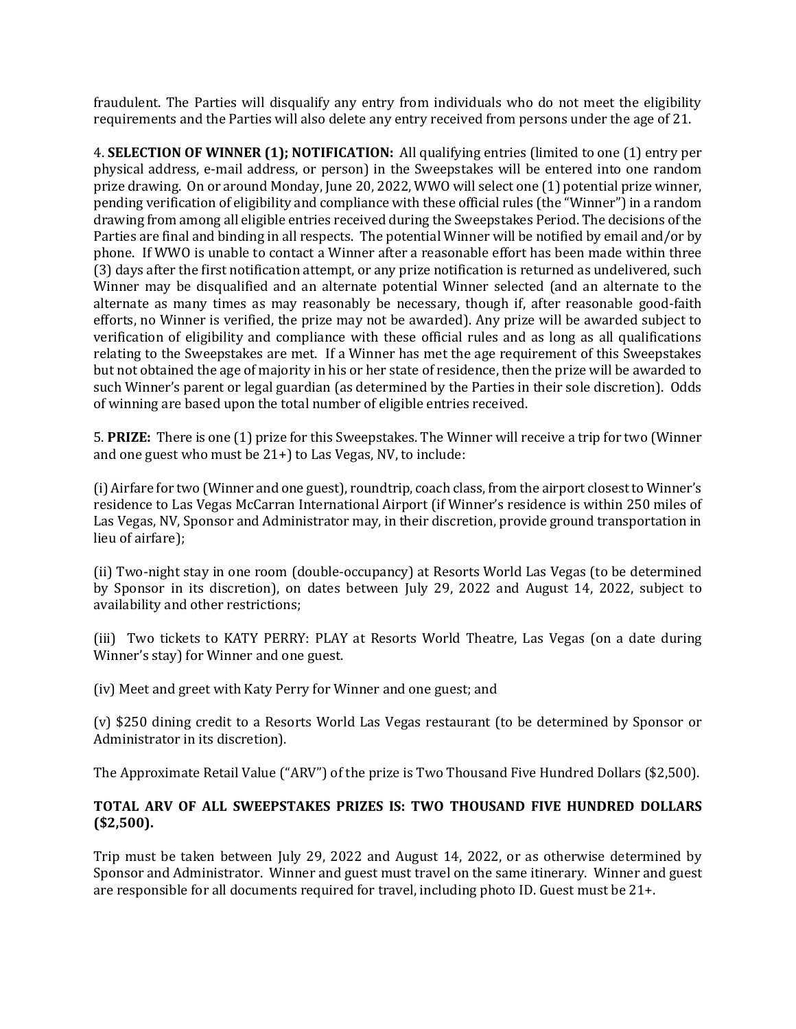fraudulent. The Parties will disqualify any entry from individuals who do not meet the eligibility requirements and the Parties will also delete any entry received from persons under the age of 21.

4. **SELECTION OF WINNER (1); NOTIFICATION:** All qualifying entries (limited to one (1) entry per physical address, e-mail address, or person) in the Sweepstakes will be entered into one random prize drawing. On or around Monday, June 20, 2022, WWO will select one (1) potential prize winner, pending verification of eligibility and compliance with these official rules (the "Winner") in a random drawing from among all eligible entries received during the Sweepstakes Period. The decisions of the Parties are final and binding in all respects. The potential Winner will be notified by email and/or by phone. If WWO is unable to contact a Winner after a reasonable effort has been made within three (3) days after the first notification attempt, or any prize notification is returned as undelivered, such Winner may be disqualified and an alternate potential Winner selected (and an alternate to the alternate as many times as may reasonably be necessary, though if, after reasonable good-faith efforts, no Winner is verified, the prize may not be awarded). Any prize will be awarded subject to verification of eligibility and compliance with these official rules and as long as all qualifications relating to the Sweepstakes are met. If a Winner has met the age requirement of this Sweepstakes but not obtained the age of majority in his or her state of residence, then the prize will be awarded to such Winner's parent or legal guardian (as determined by the Parties in their sole discretion). Odds of winning are based upon the total number of eligible entries received.

5. **PRIZE:** There is one (1) prize for this Sweepstakes. The Winner will receive a trip for two (Winner and one guest who must be 21+) to Las Vegas, NV, to include:

(i) Airfare for two (Winner and one guest), roundtrip, coach class, from the airport closest to Winner's residence to Las Vegas McCarran International Airport (if Winner's residence is within 250 miles of Las Vegas, NV, Sponsor and Administrator may, in their discretion, provide ground transportation in lieu of airfare);

(ii) Two-night stay in one room (double-occupancy) at Resorts World Las Vegas (to be determined by Sponsor in its discretion), on dates between July 29, 2022 and August 14, 2022, subject to availability and other restrictions;

(iii) Two tickets to KATY PERRY: PLAY at Resorts World Theatre, Las Vegas (on a date during Winner's stay) for Winner and one guest.

(iv) Meet and greet with Katy Perry for Winner and one guest; and

(v) $250 dining credit to a Resorts World Las Vegas restaurant (to be determined by Sponsor or Administrator in its discretion).

The Approximate Retail Value ("ARV") of the prize is Two Thousand Five Hundred Dollars ($2,500).

**TOTAL ARV OF ALL SWEEPSTAKES PRIZES IS: TWO THOUSAND FIVE HUNDRED DOLLARS ($2,500).**

Trip must be taken between July 29, 2022 and August 14, 2022, or as otherwise determined by Sponsor and Administrator. Winner and guest must travel on the same itinerary. Winner and guest are responsible for all documents required for travel, including photo ID. Guest must be 21+.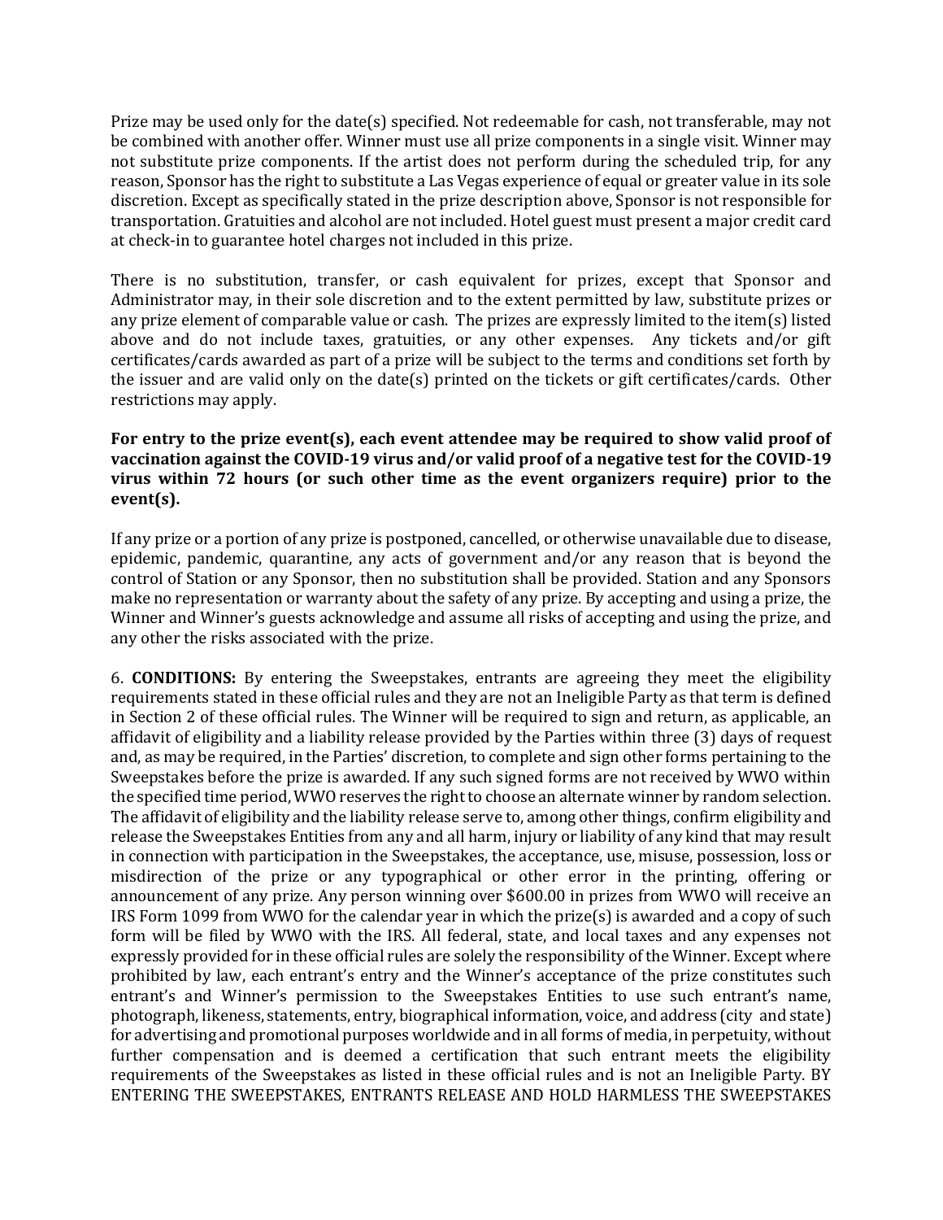Prize may be used only for the date(s) specified. Not redeemable for cash, not transferable, may not be combined with another offer. Winner must use all prize components in a single visit. Winner may not substitute prize components. If the artist does not perform during the scheduled trip, for any reason, Sponsor has the right to substitute a Las Vegas experience of equal or greater value in its sole discretion. Except as specifically stated in the prize description above, Sponsor is not responsible for transportation. Gratuities and alcohol are not included. Hotel guest must present a major credit card at check-in to guarantee hotel charges not included in this prize.

There is no substitution, transfer, or cash equivalent for prizes, except that Sponsor and Administrator may, in their sole discretion and to the extent permitted by law, substitute prizes or any prize element of comparable value or cash. The prizes are expressly limited to the item(s) listed above and do not include taxes, gratuities, or any other expenses. Any tickets and/or gift certificates/cards awarded as part of a prize will be subject to the terms and conditions set forth by the issuer and are valid only on the date(s) printed on the tickets or gift certificates/cards. Other restrictions may apply.

**For entry to the prize event(s), each event attendee may be required to show valid proof of vaccination against the COVID-19 virus and/or valid proof of a negative test for the COVID-19 virus within 72 hours (or such other time as the event organizers require) prior to the event(s).**

If any prize or a portion of any prize is postponed, cancelled, or otherwise unavailable due to disease, epidemic, pandemic, quarantine, any acts of government and/or any reason that is beyond the control of Station or any Sponsor, then no substitution shall be provided. Station and any Sponsors make no representation or warranty about the safety of any prize. By accepting and using a prize, the Winner and Winner's guests acknowledge and assume all risks of accepting and using the prize, and any other the risks associated with the prize.

6. **CONDITIONS:** By entering the Sweepstakes, entrants are agreeing they meet the eligibility requirements stated in these official rules and they are not an Ineligible Party as that term is defined in Section 2 of these official rules. The Winner will be required to sign and return, as applicable, an affidavit of eligibility and a liability release provided by the Parties within three (3) days of request and, as may be required, in the Parties' discretion, to complete and sign other forms pertaining to the Sweepstakes before the prize is awarded. If any such signed forms are not received by WWO within the specified time period, WWO reserves the right to choose an alternate winner by random selection. The affidavit of eligibility and the liability release serve to, among other things, confirm eligibility and release the Sweepstakes Entities from any and all harm, injury or liability of any kind that may result in connection with participation in the Sweepstakes, the acceptance, use, misuse, possession, loss or misdirection of the prize or any typographical or other error in the printing, offering or announcement of any prize. Any person winning over $600.00 in prizes from WWO will receive an IRS Form 1099 from WWO for the calendar year in which the prize(s) is awarded and a copy of such form will be filed by WWO with the IRS. All federal, state, and local taxes and any expenses not expressly provided for in these official rules are solely the responsibility of the Winner. Except where prohibited by law, each entrant's entry and the Winner's acceptance of the prize constitutes such entrant's and Winner's permission to the Sweepstakes Entities to use such entrant's name, photograph, likeness, statements, entry, biographical information, voice, and address (city and state) for advertising and promotional purposes worldwide and in all forms of media, in perpetuity, without further compensation and is deemed a certification that such entrant meets the eligibility requirements of the Sweepstakes as listed in these official rules and is not an Ineligible Party. BY ENTERING THE SWEEPSTAKES, ENTRANTS RELEASE AND HOLD HARMLESS THE SWEEPSTAKES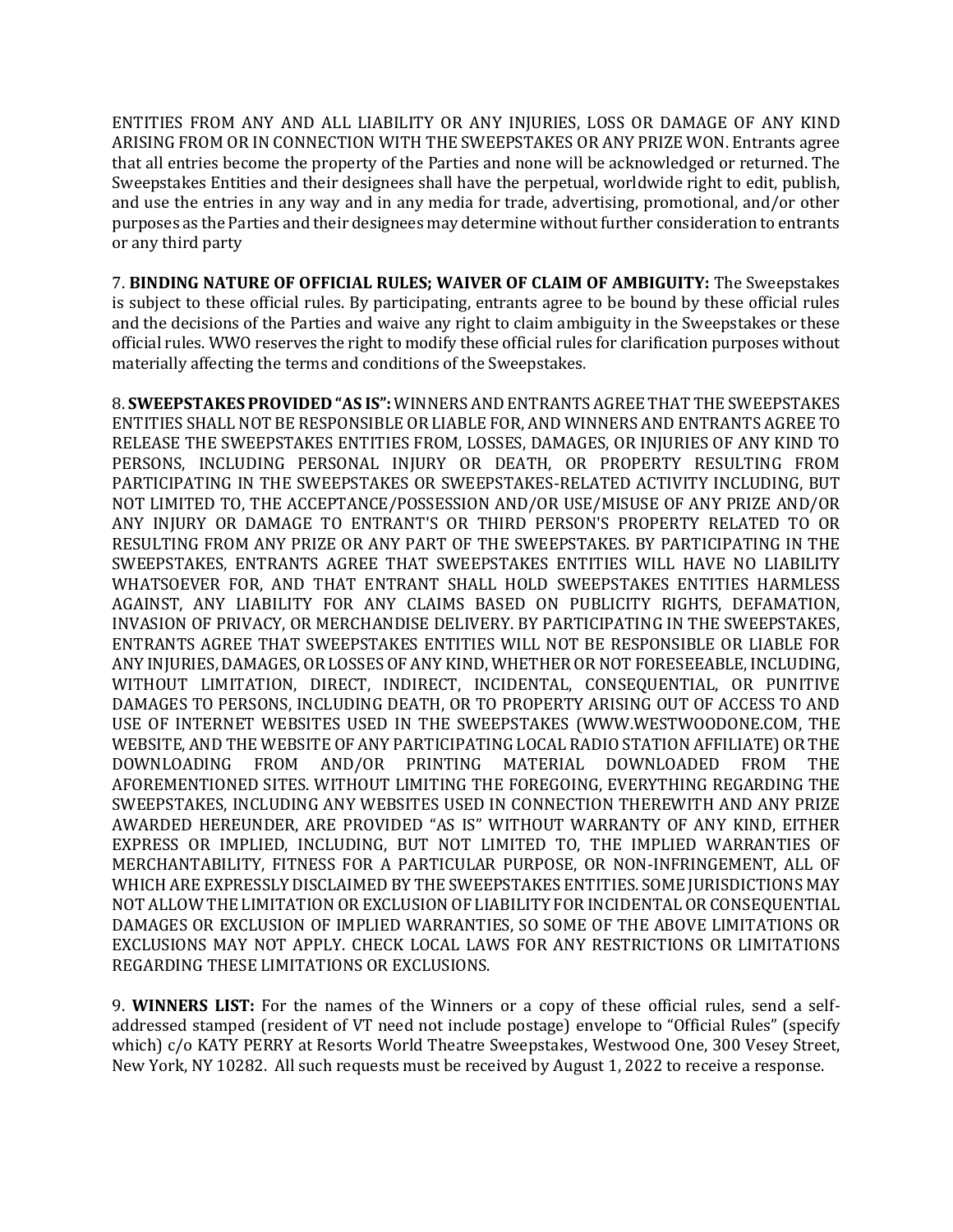ENTITIES FROM ANY AND ALL LIABILITY OR ANY INJURIES, LOSS OR DAMAGE OF ANY KIND ARISING FROM OR IN CONNECTION WITH THE SWEEPSTAKES OR ANY PRIZE WON. Entrants agree that all entries become the property of the Parties and none will be acknowledged or returned. The Sweepstakes Entities and their designees shall have the perpetual, worldwide right to edit, publish, and use the entries in any way and in any media for trade, advertising, promotional, and/or other purposes as the Parties and their designees may determine without further consideration to entrants or any third party

7. **BINDING NATURE OF OFFICIAL RULES; WAIVER OF CLAIM OF AMBIGUITY:** The Sweepstakes is subject to these official rules. By participating, entrants agree to be bound by these official rules and the decisions of the Parties and waive any right to claim ambiguity in the Sweepstakes or these official rules. WWO reserves the right to modify these official rules for clarification purposes without materially affecting the terms and conditions of the Sweepstakes.

8. **SWEEPSTAKES PROVIDED "AS IS":** WINNERS AND ENTRANTS AGREE THAT THE SWEEPSTAKES ENTITIES SHALL NOT BE RESPONSIBLE OR LIABLE FOR, AND WINNERS AND ENTRANTS AGREE TO RELEASE THE SWEEPSTAKES ENTITIES FROM, LOSSES, DAMAGES, OR INJURIES OF ANY KIND TO PERSONS, INCLUDING PERSONAL INJURY OR DEATH, OR PROPERTY RESULTING FROM PARTICIPATING IN THE SWEEPSTAKES OR SWEEPSTAKES-RELATED ACTIVITY INCLUDING, BUT NOT LIMITED TO, THE ACCEPTANCE/POSSESSION AND/OR USE/MISUSE OF ANY PRIZE AND/OR ANY INJURY OR DAMAGE TO ENTRANT'S OR THIRD PERSON'S PROPERTY RELATED TO OR RESULTING FROM ANY PRIZE OR ANY PART OF THE SWEEPSTAKES. BY PARTICIPATING IN THE SWEEPSTAKES, ENTRANTS AGREE THAT SWEEPSTAKES ENTITIES WILL HAVE NO LIABILITY WHATSOEVER FOR, AND THAT ENTRANT SHALL HOLD SWEEPSTAKES ENTITIES HARMLESS AGAINST, ANY LIABILITY FOR ANY CLAIMS BASED ON PUBLICITY RIGHTS, DEFAMATION, INVASION OF PRIVACY, OR MERCHANDISE DELIVERY. BY PARTICIPATING IN THE SWEEPSTAKES, ENTRANTS AGREE THAT SWEEPSTAKES ENTITIES WILL NOT BE RESPONSIBLE OR LIABLE FOR ANY INJURIES, DAMAGES, OR LOSSES OF ANY KIND, WHETHER OR NOT FORESEEABLE, INCLUDING, WITHOUT LIMITATION, DIRECT, INDIRECT, INCIDENTAL, CONSEQUENTIAL, OR PUNITIVE DAMAGES TO PERSONS, INCLUDING DEATH, OR TO PROPERTY ARISING OUT OF ACCESS TO AND USE OF INTERNET WEBSITES USED IN THE SWEEPSTAKES (WWW.WESTWOODONE.COM, THE WEBSITE, AND THE WEBSITE OF ANY PARTICIPATING LOCAL RADIO STATION AFFILIATE) OR THE DOWNLOADING FROM AND/OR PRINTING MATERIAL DOWNLOADED FROM THE AFOREMENTIONED SITES. WITHOUT LIMITING THE FOREGOING, EVERYTHING REGARDING THE SWEEPSTAKES, INCLUDING ANY WEBSITES USED IN CONNECTION THEREWITH AND ANY PRIZE AWARDED HEREUNDER, ARE PROVIDED "AS IS" WITHOUT WARRANTY OF ANY KIND, EITHER EXPRESS OR IMPLIED, INCLUDING, BUT NOT LIMITED TO, THE IMPLIED WARRANTIES OF MERCHANTABILITY, FITNESS FOR A PARTICULAR PURPOSE, OR NON-INFRINGEMENT, ALL OF WHICH ARE EXPRESSLY DISCLAIMED BY THE SWEEPSTAKES ENTITIES. SOME JURISDICTIONS MAY NOT ALLOW THE LIMITATION OR EXCLUSION OF LIABILITY FOR INCIDENTAL OR CONSEQUENTIAL DAMAGES OR EXCLUSION OF IMPLIED WARRANTIES, SO SOME OF THE ABOVE LIMITATIONS OR EXCLUSIONS MAY NOT APPLY. CHECK LOCAL LAWS FOR ANY RESTRICTIONS OR LIMITATIONS REGARDING THESE LIMITATIONS OR EXCLUSIONS.

9. **WINNERS LIST:** For the names of the Winners or a copy of these official rules, send a self-addressed stamped (resident of VT need not include postage) envelope to "Official Rules" (specify which) c/o KATY PERRY at Resorts World Theatre Sweepstakes, Westwood One, 300 Vesey Street, New York, NY 10282. All such requests must be received by August 1, 2022 to receive a response.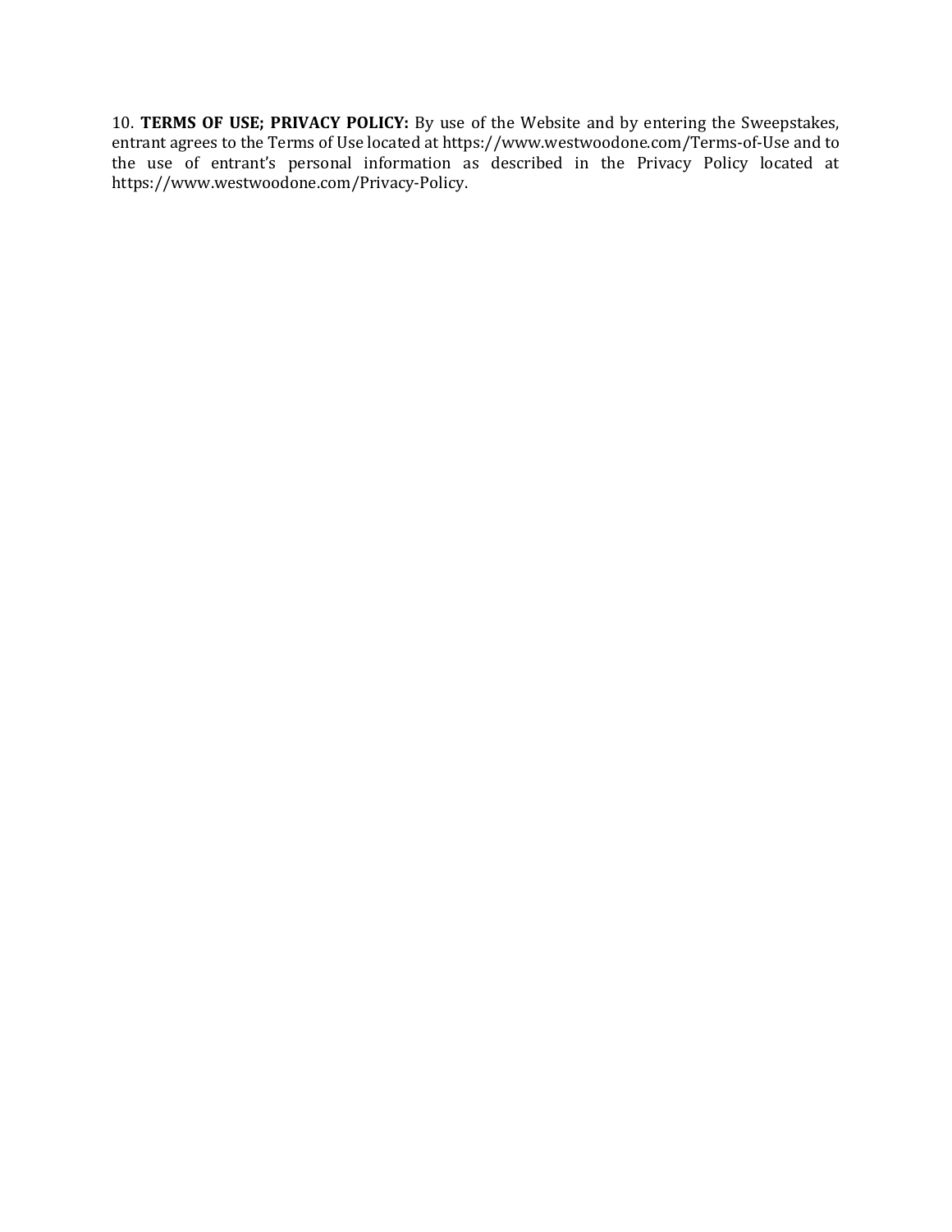10. **TERMS OF USE; PRIVACY POLICY:** By use of the Website and by entering the Sweepstakes, entrant agrees to the Terms of Use located at https://www.westwoodone.com/Terms-of-Use and to the use of entrant's personal information as described in the Privacy Policy located at https://www.westwoodone.com/Privacy-Policy.